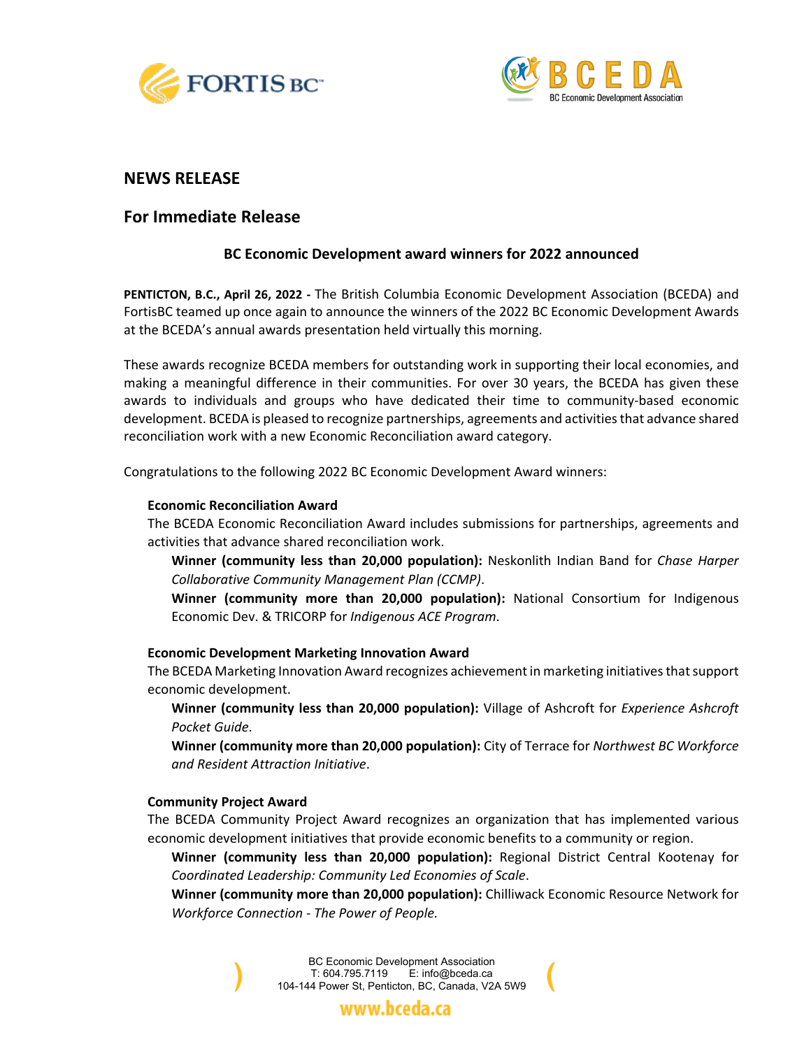## NEWS RELEASE

## For Immediate Release

### BC Economic Development award winners for 2022 announced

**PENTICTON, B.C., April 26, 2022 -** The British Columbia Economic Development Association (BCEDA) and FortisBC teamed up once again to announce the winners of the 2022 BC Economic Development Awards at the BCEDA's annual awards presentation held virtually this morning.

These awards recognize BCEDA members for outstanding work in supporting their local economies, and making a meaningful difference in their communities. For over 30 years, the BCEDA has given these awards to individuals and groups who have dedicated their time to community-based economic development. BCEDA is pleased to recognize partnerships, agreements and activities that advance shared reconciliation work with a new Economic Reconciliation award category.

Congratulations to the following 2022 BC Economic Development Award winners:

**Economic Reconciliation Award**

The BCEDA Economic Reconciliation Award includes submissions for partnerships, agreements and activities that advance shared reconciliation work.

**Winner (community less than 20,000 population):** Neskonlith Indian Band for *Chase Harper Collaborative Community Management Plan (CCMP)*.

**Winner (community more than 20,000 population):** National Consortium for Indigenous Economic Dev. & TRICORP for *Indigenous ACE Program*.

**Economic Development Marketing Innovation Award**

The BCEDA Marketing Innovation Award recognizes achievement in marketing initiatives that support economic development.

**Winner (community less than 20,000 population):** Village of Ashcroft for *Experience Ashcroft Pocket Guide*.

**Winner (community more than 20,000 population):** City of Terrace for *Northwest BC Workforce and Resident Attraction Initiative*.

**Community Project Award**

The BCEDA Community Project Award recognizes an organization that has implemented various economic development initiatives that provide economic benefits to a community or region.

**Winner (community less than 20,000 population):** Regional District Central Kootenay for *Coordinated Leadership: Community Led Economies of Scale*.

**Winner (community more than 20,000 population):** Chilliwack Economic Resource Network for *Workforce Connection - The Power of People.*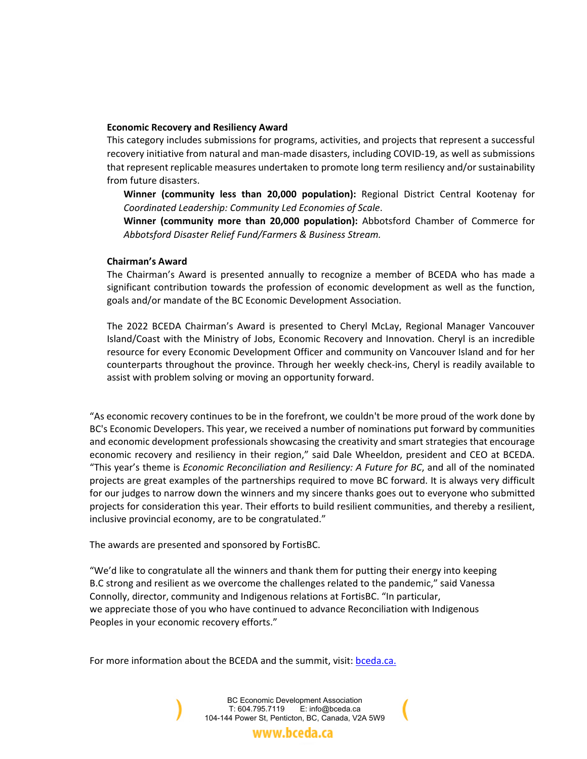**Economic Recovery and Resiliency Award**

This category includes submissions for programs, activities, and projects that represent a successful recovery initiative from natural and man-made disasters, including COVID-19, as well as submissions that represent replicable measures undertaken to promote long term resiliency and/or sustainability from future disasters.

**Winner (community less than 20,000 population):** Regional District Central Kootenay for *Coordinated Leadership: Community Led Economies of Scale*.

**Winner (community more than 20,000 population):** Abbotsford Chamber of Commerce for *Abbotsford Disaster Relief Fund/Farmers & Business Stream.*

**Chairman's Award**

The Chairman's Award is presented annually to recognize a member of BCEDA who has made a significant contribution towards the profession of economic development as well as the function, goals and/or mandate of the BC Economic Development Association.

The 2022 BCEDA Chairman's Award is presented to Cheryl McLay, Regional Manager Vancouver Island/Coast with the Ministry of Jobs, Economic Recovery and Innovation. Cheryl is an incredible resource for every Economic Development Officer and community on Vancouver Island and for her counterparts throughout the province. Through her weekly check-ins, Cheryl is readily available to assist with problem solving or moving an opportunity forward.

"As economic recovery continues to be in the forefront, we couldn't be more proud of the work done by BC's Economic Developers. This year, we received a number of nominations put forward by communities and economic development professionals showcasing the creativity and smart strategies that encourage economic recovery and resiliency in their region," said Dale Wheeldon, president and CEO at BCEDA. "This year's theme is *Economic Reconciliation and Resiliency: A Future for BC*, and all of the nominated projects are great examples of the partnerships required to move BC forward. It is always very difficult for our judges to narrow down the winners and my sincere thanks goes out to everyone who submitted projects for consideration this year. Their efforts to build resilient communities, and thereby a resilient, inclusive provincial economy, are to be congratulated."

The awards are presented and sponsored by FortisBC.

"We'd like to congratulate all the winners and thank them for putting their energy into keeping B.C strong and resilient as we overcome the challenges related to the pandemic," said Vanessa Connolly, director, community and Indigenous relations at FortisBC. "In particular, we appreciate those of you who have continued to advance Reconciliation with Indigenous Peoples in your economic recovery efforts."

For more information about the BCEDA and the summit, visit: [bceda.ca.](bceda.ca)

BC Economic Development Association
T: 604.795.7119 E: info@bceda.ca
104-144 Power St, Penticton, BC, Canada, V2A 5W9

www.bceda.ca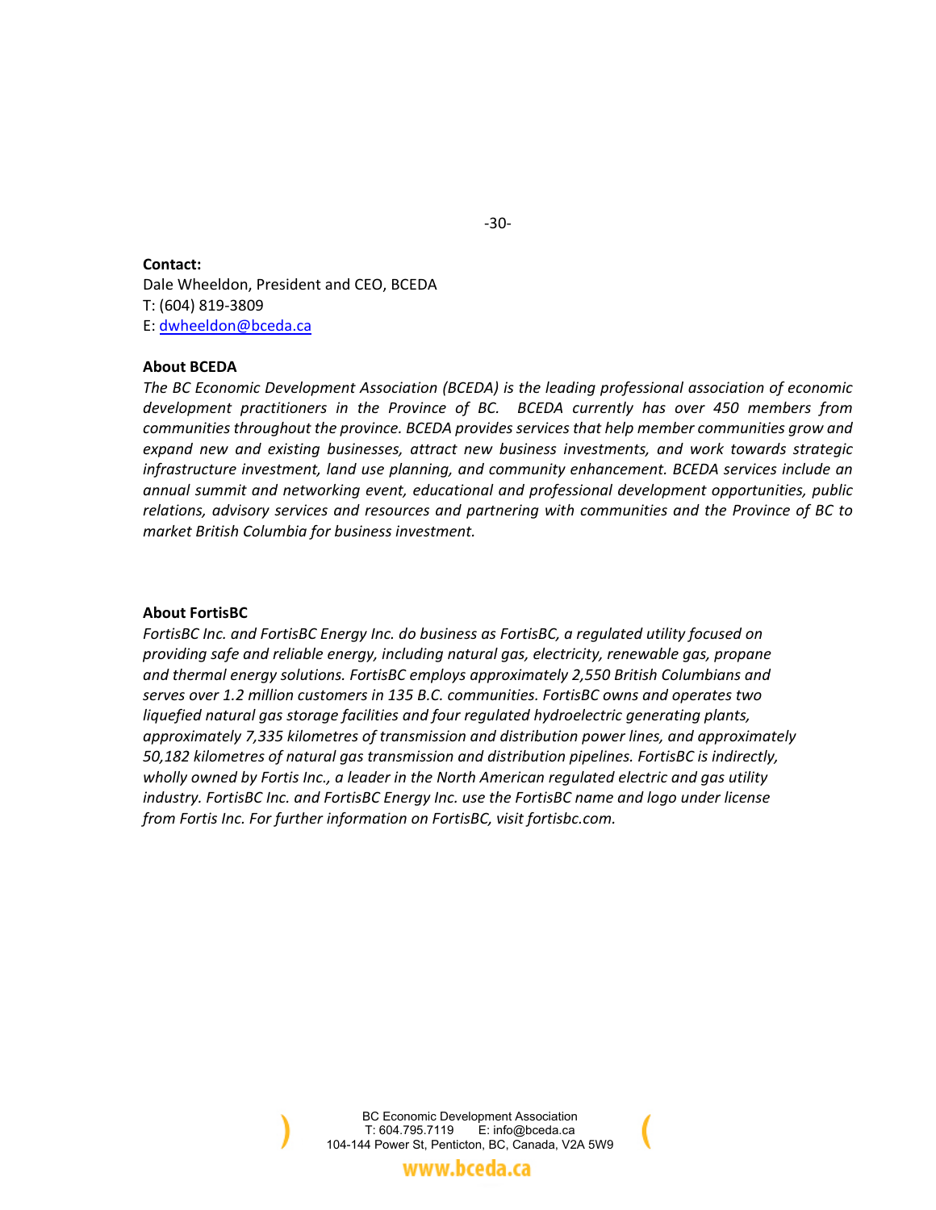-30-

**Contact:**
Dale Wheeldon, President and CEO, BCEDA
T: (604) 819-3809
E: dwheeldon@bceda.ca

**About BCEDA**

*The BC Economic Development Association (BCEDA) is the leading professional association of economic development practitioners in the Province of BC. BCEDA currently has over 450 members from communities throughout the province. BCEDA provides services that help member communities grow and expand new and existing businesses, attract new business investments, and work towards strategic infrastructure investment, land use planning, and community enhancement. BCEDA services include an annual summit and networking event, educational and professional development opportunities, public relations, advisory services and resources and partnering with communities and the Province of BC to market British Columbia for business investment.*

**About FortisBC**

*FortisBC Inc. and FortisBC Energy Inc. do business as FortisBC, a regulated utility focused on providing safe and reliable energy, including natural gas, electricity, renewable gas, propane and thermal energy solutions. FortisBC employs approximately 2,550 British Columbians and serves over 1.2 million customers in 135 B.C. communities. FortisBC owns and operates two liquefied natural gas storage facilities and four regulated hydroelectric generating plants, approximately 7,335 kilometres of transmission and distribution power lines, and approximately 50,182 kilometres of natural gas transmission and distribution pipelines. FortisBC is indirectly, wholly owned by Fortis Inc., a leader in the North American regulated electric and gas utility industry. FortisBC Inc. and FortisBC Energy Inc. use the FortisBC name and logo under license from Fortis Inc. For further information on FortisBC, visit fortisbc.com.*